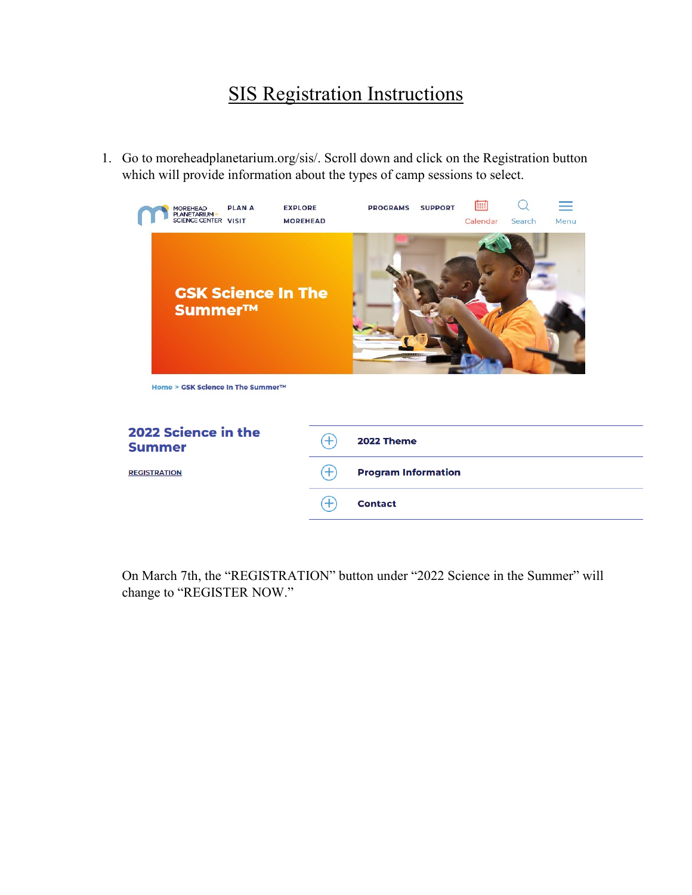# SIS Registration Instructions

1. Go to moreheadplanetarium.org/sis/. Scroll down and click on the Registration button which will provide information about the types of camp sessions to select.

MOREHEAD PLANETARIUM SCIENCE CENTER | PLAN A VISIT | EXPLORE MOREHEAD | PROGRAMS | SUPPORT | Calendar | Search | Menu

GSK Science In The Summer™

Home > GSK Science In The Summer™

**2022 Science in the Summer**

REGISTRATION

- 2022 Theme
- Program Information
- Contact

On March 7th, the "REGISTRATION" button under "2022 Science in the Summer" will change to "REGISTER NOW."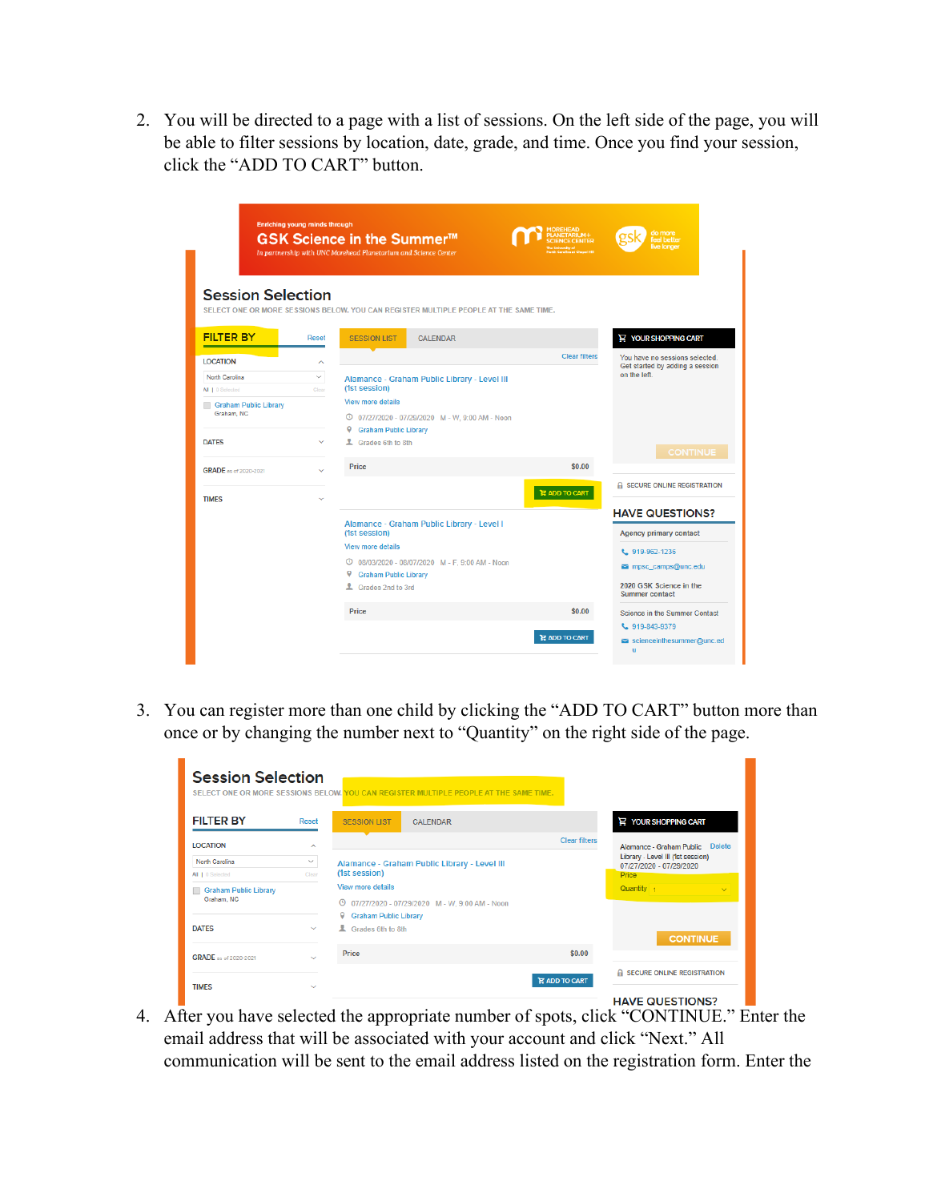2. You will be directed to a page with a list of sessions. On the left side of the page, you will be able to filter sessions by location, date, grade, and time. Once you find your session, click the “ADD TO CART” button.

3. You can register more than one child by clicking the “ADD TO CART” button more than once or by changing the number next to “Quantity” on the right side of the page.

4. After you have selected the appropriate number of spots, click “CONTINUE.” Enter the email address that will be associated with your account and click “Next.” All communication will be sent to the email address listed on the registration form. Enter the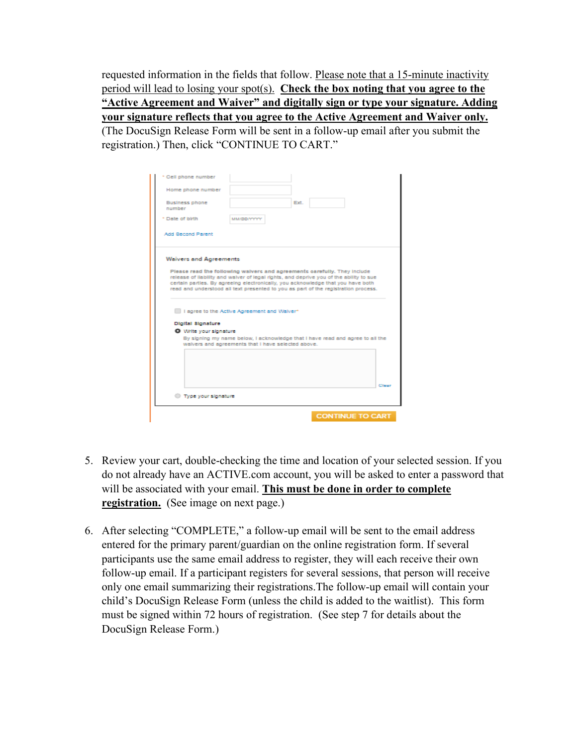requested information in the fields that follow. Please note that a 15-minute inactivity period will lead to losing your spot(s). **Check the box noting that you agree to the "Active Agreement and Waiver" and digitally sign or type your signature. Adding your signature reflects that you agree to the Active Agreement and Waiver only.** (The DocuSign Release Form will be sent in a follow-up email after you submit the registration.) Then, click "CONTINUE TO CART."

5. Review your cart, double-checking the time and location of your selected session. If you do not already have an ACTIVE.com account, you will be asked to enter a password that will be associated with your email. **This must be done in order to complete registration.** (See image on next page.)

6. After selecting "COMPLETE," a follow-up email will be sent to the email address entered for the primary parent/guardian on the online registration form. If several participants use the same email address to register, they will each receive their own follow-up email. If a participant registers for several sessions, that person will receive only one email summarizing their registrations.The follow-up email will contain your child's DocuSign Release Form (unless the child is added to the waitlist). This form must be signed within 72 hours of registration. (See step 7 for details about the DocuSign Release Form.)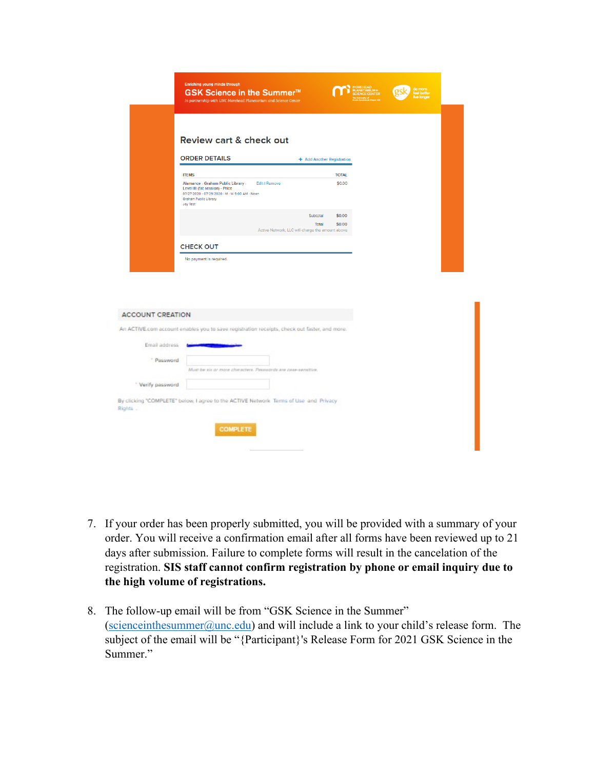Enriching young minds through

**GSK Science in the Summer™**

In partnership with UNC Morehead Planetarium and Science Center

## Review cart & check out

### ORDER DETAILS

+ Add Another Registration

| ITEMS | | TOTAL |
|---|---|---|
| Alamance - Graham Public Library - Level III (1st session) - Price<br>07/27/2020 - 07/29/2020 \| M - W 9:00 AM - Noon<br>Graham Public Library<br>Joy Test | Edit \| Remove | $0.00 |
| | Subtotal | $0.00 |
| | Total | $0.00 |

Active Network, LLC will charge the amount above

### CHECK OUT

No payment is required.

### ACCOUNT CREATION

An ACTIVE.com account enables you to save registration receipts, check out faster, and more.

Email address

* Password

Must be six or more characters. Passwords are case-sensitive.

* Verify password

By clicking "COMPLETE" below, I agree to the ACTIVE Network Terms of Use and Privacy Rights.

COMPLETE

7. If your order has been properly submitted, you will be provided with a summary of your order. You will receive a confirmation email after all forms have been reviewed up to 21 days after submission. Failure to complete forms will result in the cancelation of the registration. **SIS staff cannot confirm registration by phone or email inquiry due to the high volume of registrations.**

8. The follow-up email will be from "GSK Science in the Summer" (scienceinthesummer@unc.edu) and will include a link to your child's release form. The subject of the email will be "{Participant}'s Release Form for 2021 GSK Science in the Summer."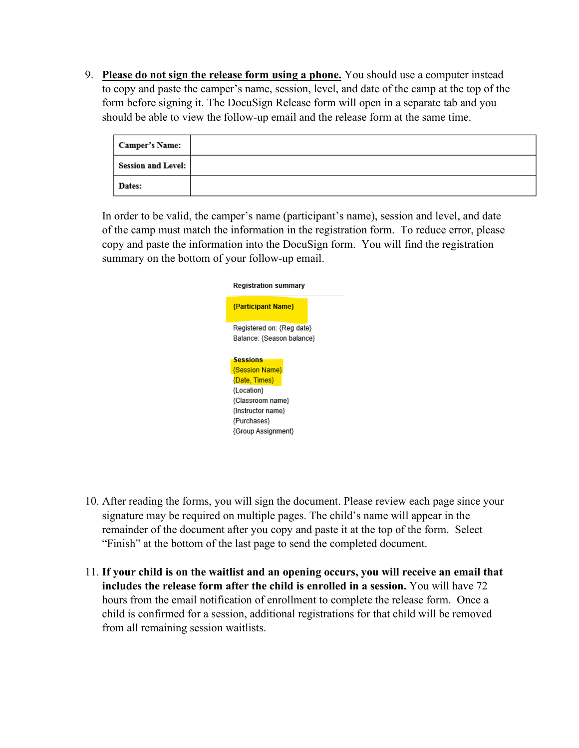9. **<u>Please do not sign the release form using a phone.</u>** You should use a computer instead to copy and paste the camper's name, session, level, and date of the camp at the top of the form before signing it. The DocuSign Release form will open in a separate tab and you should be able to view the follow-up email and the release form at the same time.

| | |
|---|---|
| **Camper's Name:** | |
| **Session and Level:** | |
| **Dates:** | |

In order to be valid, the camper's name (participant's name), session and level, and date of the camp must match the information in the registration form. To reduce error, please copy and paste the information into the DocuSign form. You will find the registration summary on the bottom of your follow-up email.

**Registration summary**

**{Participant Name}**

Registered on: {Reg date}
Balance: {Season balance}

**Sessions**
{Session Name}
{Date, Times}
{Location}
{Classroom name}
{Instructor name}
{Purchases}
{Group Assignment}

10. After reading the forms, you will sign the document. Please review each page since your signature may be required on multiple pages. The child's name will appear in the remainder of the document after you copy and paste it at the top of the form. Select "Finish" at the bottom of the last page to send the completed document.

11. **If your child is on the waitlist and an opening occurs, you will receive an email that includes the release form after the child is enrolled in a session.** You will have 72 hours from the email notification of enrollment to complete the release form. Once a child is confirmed for a session, additional registrations for that child will be removed from all remaining session waitlists.